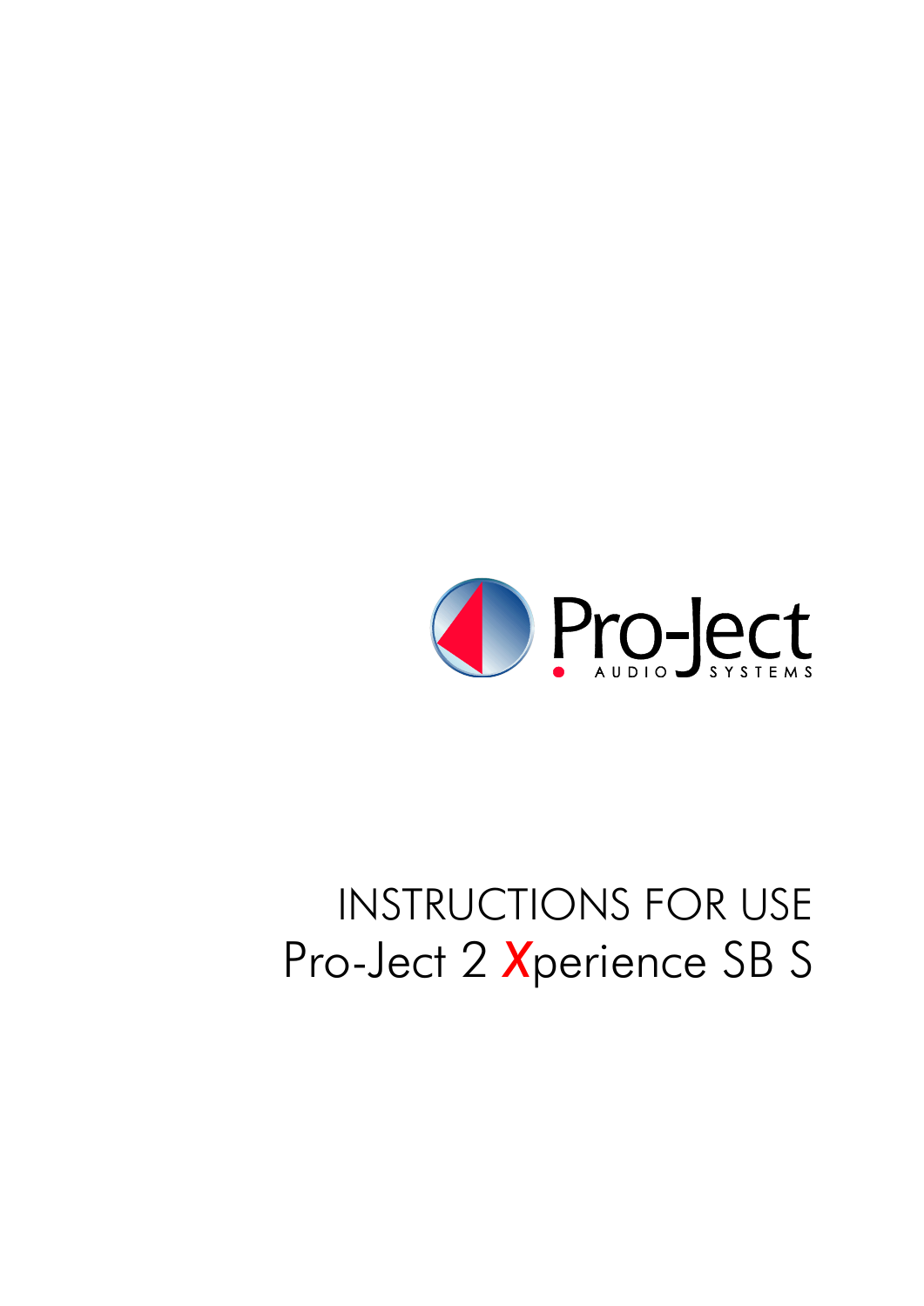Pro-Ject

AUDIO SYSTEMS

# INSTRUCTIONS FOR USE

# Pro-Ject 2 Xperience SB S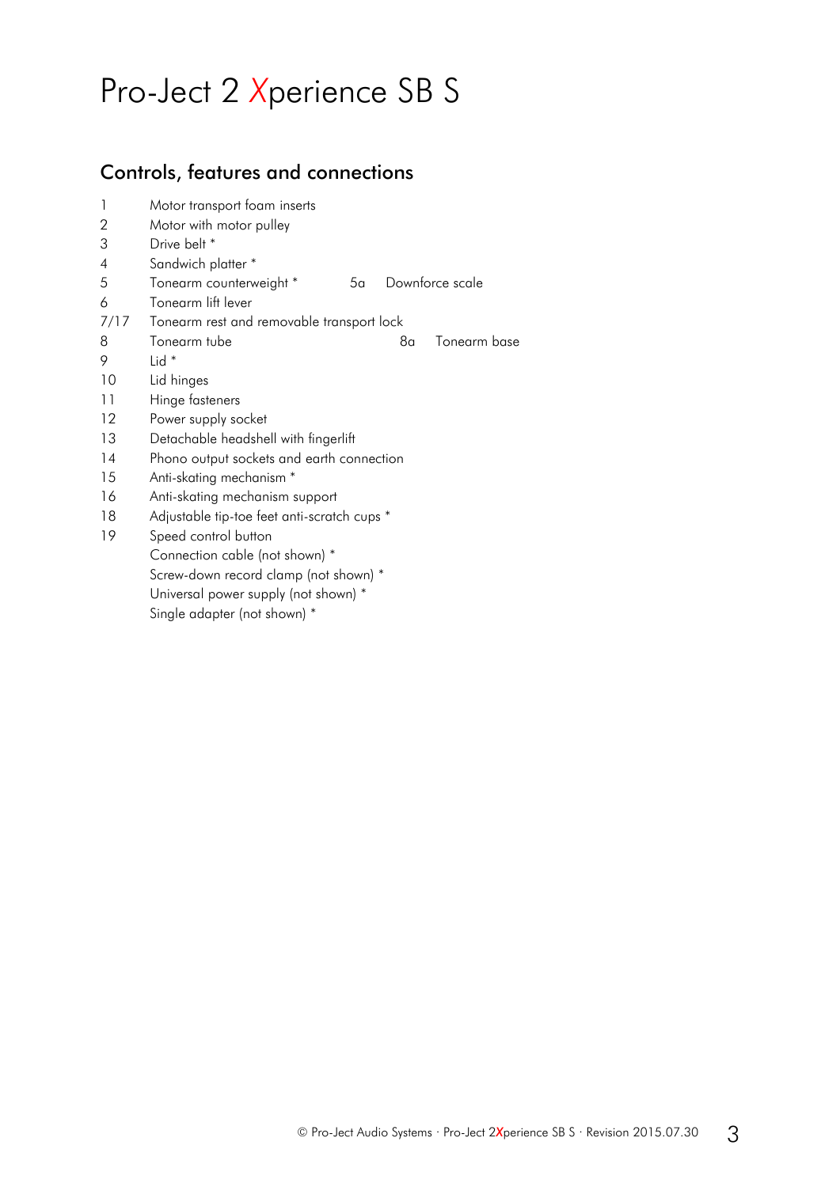# Pro-Ject 2 Xperience SB S

## Controls, features and connections

| | | | |
|---|---|---|---|
| 1 | Motor transport foam inserts | | |
| 2 | Motor with motor pulley | | |
| 3 | Drive belt * | | |
| 4 | Sandwich platter * | | |
| 5 | Tonearm counterweight * | 5a | Downforce scale |
| 6 | Tonearm lift lever | | |
| 7/17 | Tonearm rest and removable transport lock | | |
| 8 | Tonearm tube | 8a | Tonearm base |
| 9 | Lid * | | |
| 10 | Lid hinges | | |
| 11 | Hinge fasteners | | |
| 12 | Power supply socket | | |
| 13 | Detachable headshell with fingerlift | | |
| 14 | Phono output sockets and earth connection | | |
| 15 | Anti-skating mechanism * | | |
| 16 | Anti-skating mechanism support | | |
| 18 | Adjustable tip-toe feet anti-scratch cups * | | |
| 19 | Speed control button | | |
| | Connection cable (not shown) * | | |
| | Screw-down record clamp (not shown) * | | |
| | Universal power supply (not shown) * | | |
| | Single adapter (not shown) * | | |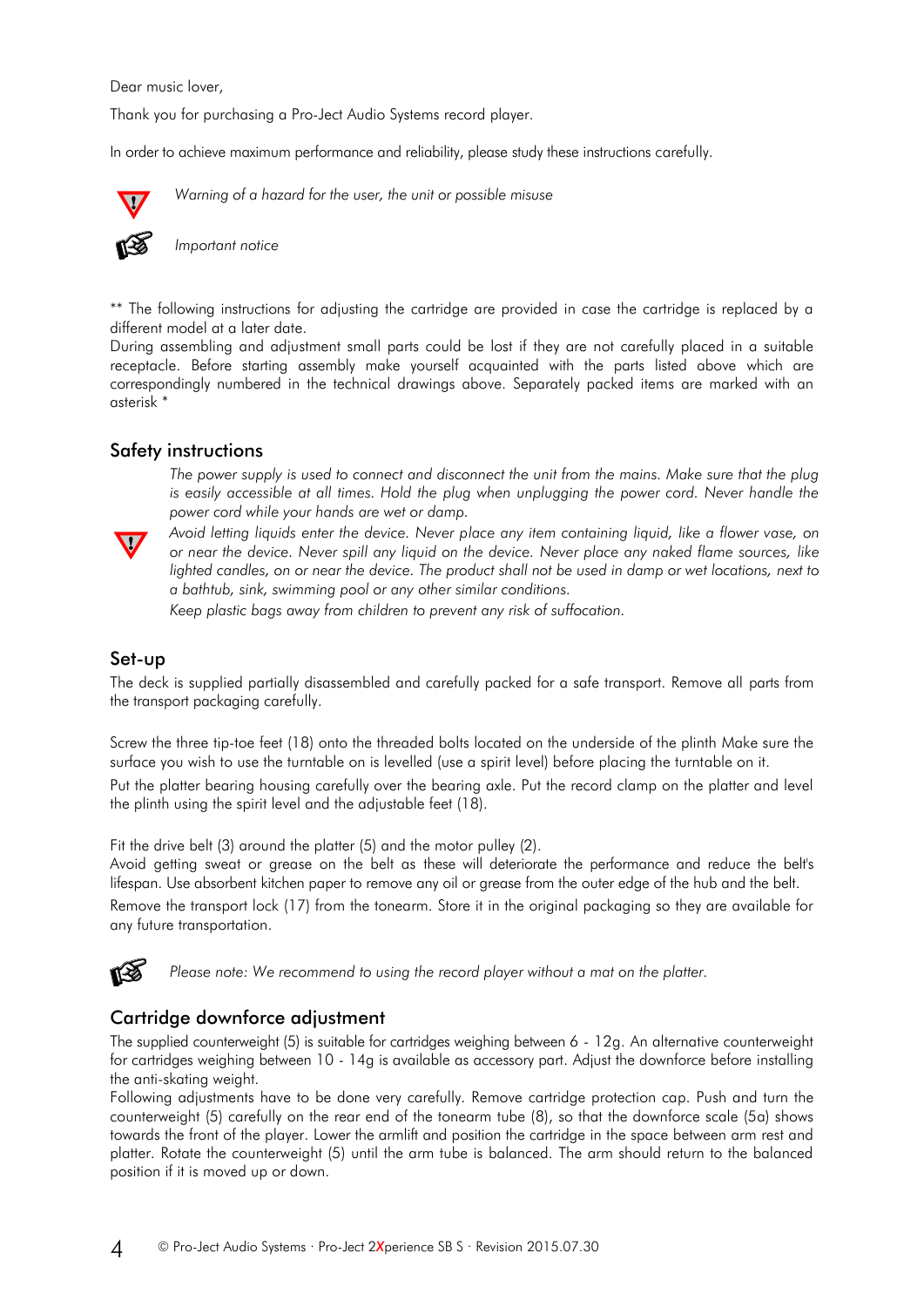Dear music lover,

Thank you for purchasing a Pro-Ject Audio Systems record player.

In order to achieve maximum performance and reliability, please study these instructions carefully.

*Warning of a hazard for the user, the unit or possible misuse*

*Important notice*

** The following instructions for adjusting the cartridge are provided in case the cartridge is replaced by a different model at a later date.
During assembling and adjustment small parts could be lost if they are not carefully placed in a suitable receptacle. Before starting assembly make yourself acquainted with the parts listed above which are correspondingly numbered in the technical drawings above. Separately packed items are marked with an asterisk *

## Safety instructions

*The power supply is used to connect and disconnect the unit from the mains. Make sure that the plug is easily accessible at all times. Hold the plug when unplugging the power cord. Never handle the power cord while your hands are wet or damp.*

*Avoid letting liquids enter the device. Never place any item containing liquid, like a flower vase, on or near the device. Never spill any liquid on the device. Never place any naked flame sources, like lighted candles, on or near the device. The product shall not be used in damp or wet locations, next to a bathtub, sink, swimming pool or any other similar conditions.*

*Keep plastic bags away from children to prevent any risk of suffocation.*

## Set-up

The deck is supplied partially disassembled and carefully packed for a safe transport. Remove all parts from the transport packaging carefully.

Screw the three tip-toe feet (18) onto the threaded bolts located on the underside of the plinth Make sure the surface you wish to use the turntable on is levelled (use a spirit level) before placing the turntable on it.

Put the platter bearing housing carefully over the bearing axle. Put the record clamp on the platter and level the plinth using the spirit level and the adjustable feet (18).

Fit the drive belt (3) around the platter (5) and the motor pulley (2).
Avoid getting sweat or grease on the belt as these will deteriorate the performance and reduce the belt's lifespan. Use absorbent kitchen paper to remove any oil or grease from the outer edge of the hub and the belt.

Remove the transport lock (17) from the tonearm. Store it in the original packaging so they are available for any future transportation.

*Please note: We recommend to using the record player without a mat on the platter.*

## Cartridge downforce adjustment

The supplied counterweight (5) is suitable for cartridges weighing between 6 - 12g. An alternative counterweight for cartridges weighing between 10 - 14g is available as accessory part. Adjust the downforce before installing the anti-skating weight.

Following adjustments have to be done very carefully. Remove cartridge protection cap. Push and turn the counterweight (5) carefully on the rear end of the tonearm tube (8), so that the downforce scale (5a) shows towards the front of the player. Lower the armlift and position the cartridge in the space between arm rest and platter. Rotate the counterweight (5) until the arm tube is balanced. The arm should return to the balanced position if it is moved up or down.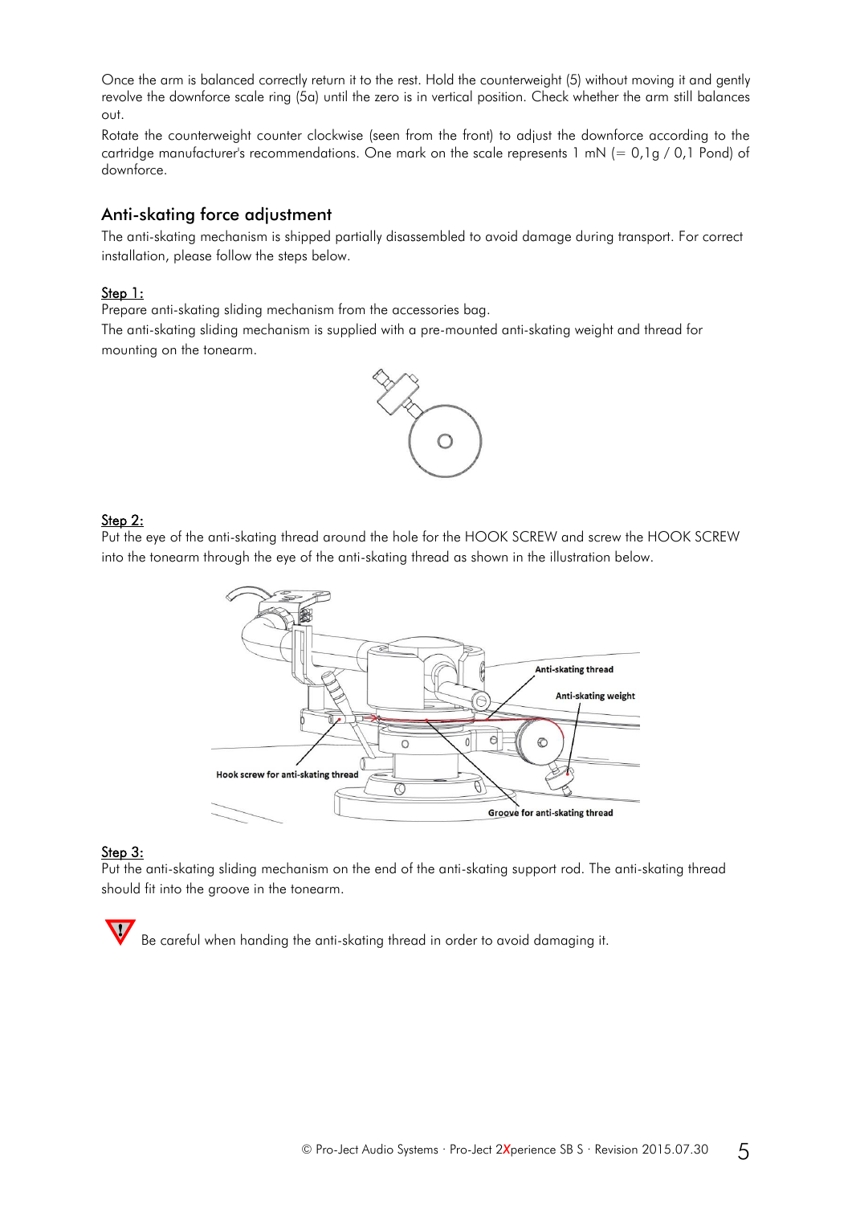Once the arm is balanced correctly return it to the rest. Hold the counterweight (5) without moving it and gently revolve the downforce scale ring (5a) until the zero is in vertical position. Check whether the arm still balances out.

Rotate the counterweight counter clockwise (seen from the front) to adjust the downforce according to the cartridge manufacturer's recommendations. One mark on the scale represents 1 mN (= 0,1g / 0,1 Pond) of downforce.

## Anti-skating force adjustment

The anti-skating mechanism is shipped partially disassembled to avoid damage during transport. For correct installation, please follow the steps below.

**Step 1:**

Prepare anti-skating sliding mechanism from the accessories bag.

The anti-skating sliding mechanism is supplied with a pre-mounted anti-skating weight and thread for mounting on the tonearm.

**Step 2:**

Put the eye of the anti-skating thread around the hole for the HOOK SCREW and screw the HOOK SCREW into the tonearm through the eye of the anti-skating thread as shown in the illustration below.

**Step 3:**

Put the anti-skating sliding mechanism on the end of the anti-skating support rod. The anti-skating thread should fit into the groove in the tonearm.

Be careful when handing the anti-skating thread in order to avoid damaging it.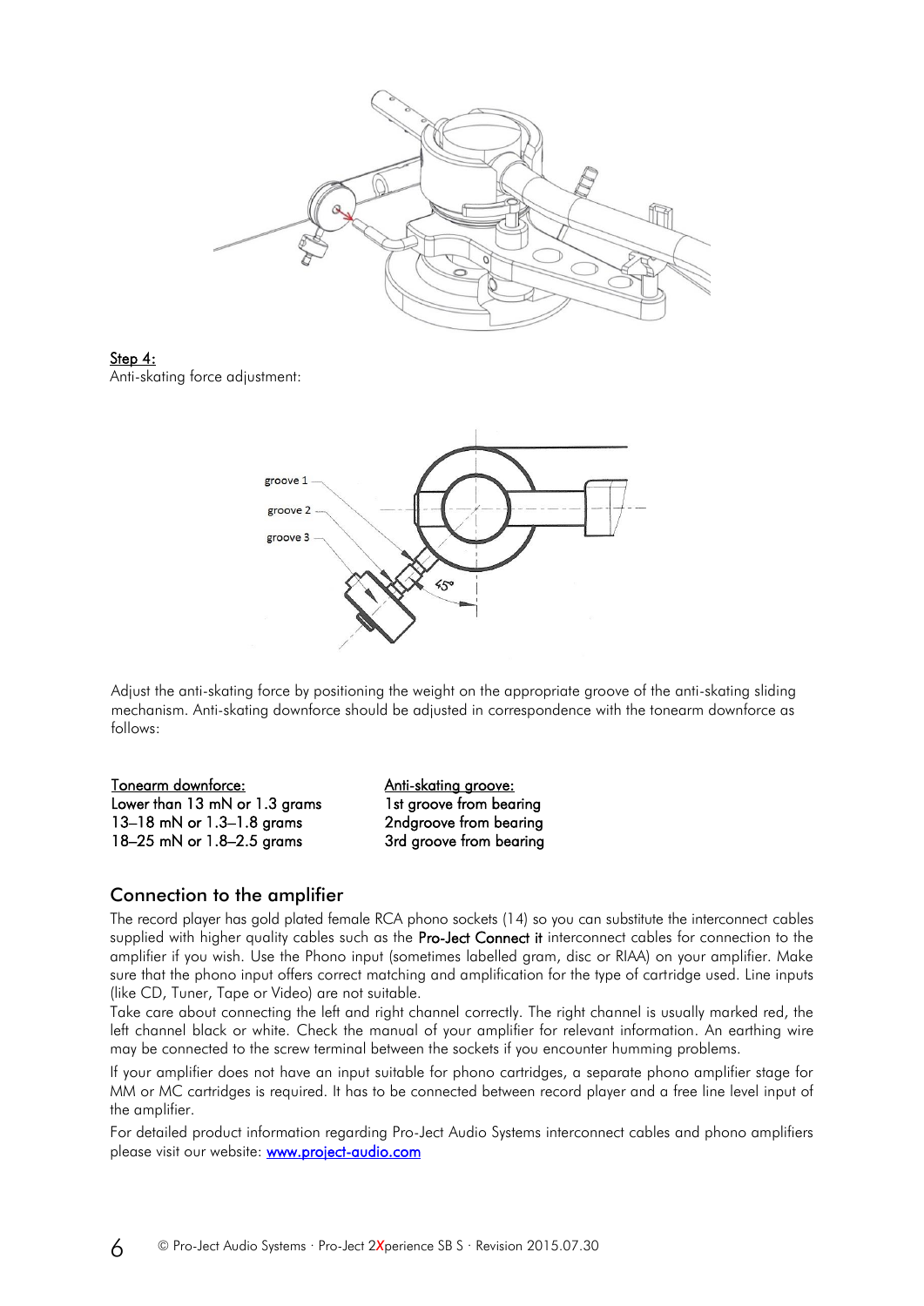**Step 4:**

Anti-skating force adjustment:

groove 1

groove 2

groove 3

45°

Adjust the anti-skating force by positioning the weight on the appropriate groove of the anti-skating sliding mechanism. Anti-skating downforce should be adjusted in correspondence with the tonearm downforce as follows:

| Tonearm downforce: | Anti-skating groove: |
| --- | --- |
| Lower than 13 mN or 1.3 grams | 1st groove from bearing |
| 13–18 mN or 1.3–1.8 grams | 2ndgroove from bearing |
| 18–25 mN or 1.8–2.5 grams | 3rd groove from bearing |

## Connection to the amplifier

The record player has gold plated female RCA phono sockets (14) so you can substitute the interconnect cables supplied with higher quality cables such as the **Pro-Ject Connect it** interconnect cables for connection to the amplifier if you wish. Use the Phono input (sometimes labelled gram, disc or RIAA) on your amplifier. Make sure that the phono input offers correct matching and amplification for the type of cartridge used. Line inputs (like CD, Tuner, Tape or Video) are not suitable.

Take care about connecting the left and right channel correctly. The right channel is usually marked red, the left channel black or white. Check the manual of your amplifier for relevant information. An earthing wire may be connected to the screw terminal between the sockets if you encounter humming problems.

If your amplifier does not have an input suitable for phono cartridges, a separate phono amplifier stage for MM or MC cartridges is required. It has to be connected between record player and a free line level input of the amplifier.

For detailed product information regarding Pro-Ject Audio Systems interconnect cables and phono amplifiers please visit our website: www.project-audio.com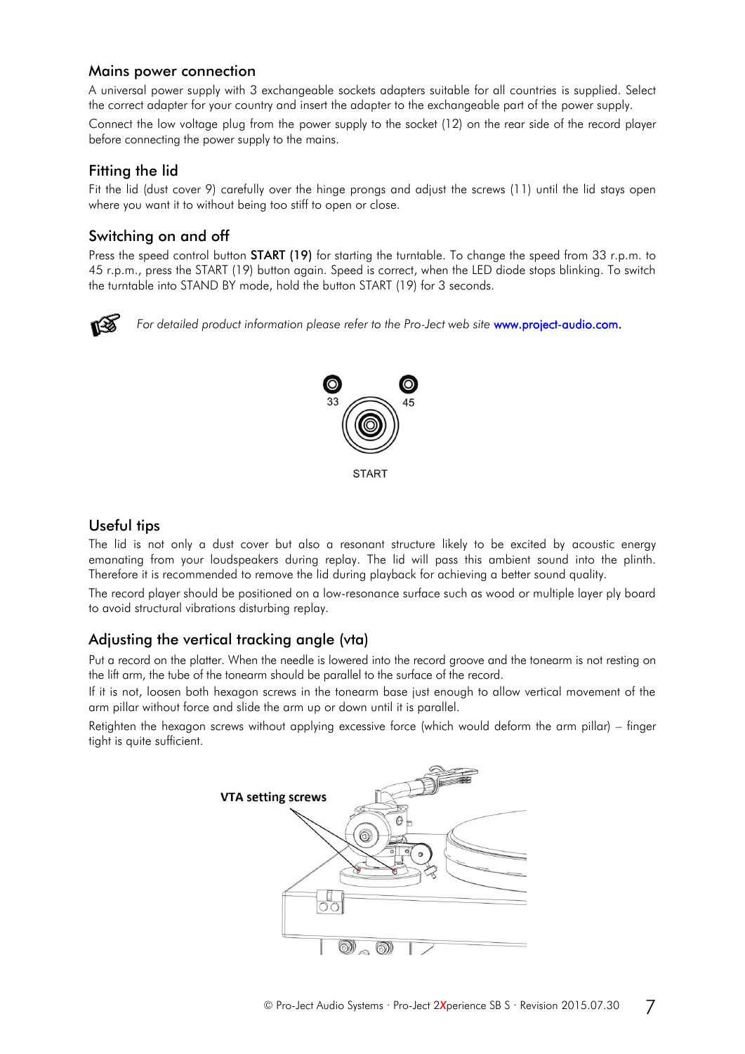## Mains power connection

A universal power supply with 3 exchangeable sockets adapters suitable for all countries is supplied. Select the correct adapter for your country and insert the adapter to the exchangeable part of the power supply.

Connect the low voltage plug from the power supply to the socket (12) on the rear side of the record player before connecting the power supply to the mains.

## Fitting the lid

Fit the lid (dust cover 9) carefully over the hinge prongs and adjust the screws (11) until the lid stays open where you want it to without being too stiff to open or close.

## Switching on and off

Press the speed control button **START (19)** for starting the turntable. To change the speed from 33 r.p.m. to 45 r.p.m., press the START (19) button again. Speed is correct, when the LED diode stops blinking. To switch the turntable into STAND BY mode, hold the button START (19) for 3 seconds.

*For detailed product information please refer to the Pro-Ject web site www.project-audio.com.*

33 45

START

## Useful tips

The lid is not only a dust cover but also a resonant structure likely to be excited by acoustic energy emanating from your loudspeakers during replay. The lid will pass this ambient sound into the plinth. Therefore it is recommended to remove the lid during playback for achieving a better sound quality.

The record player should be positioned on a low-resonance surface such as wood or multiple layer ply board to avoid structural vibrations disturbing replay.

## Adjusting the vertical tracking angle (vta)

Put a record on the platter. When the needle is lowered into the record groove and the tonearm is not resting on the lift arm, the tube of the tonearm should be parallel to the surface of the record.

If it is not, loosen both hexagon screws in the tonearm base just enough to allow vertical movement of the arm pillar without force and slide the arm up or down until it is parallel.

Retighten the hexagon screws without applying excessive force (which would deform the arm pillar) – finger tight is quite sufficient.

**VTA setting screws**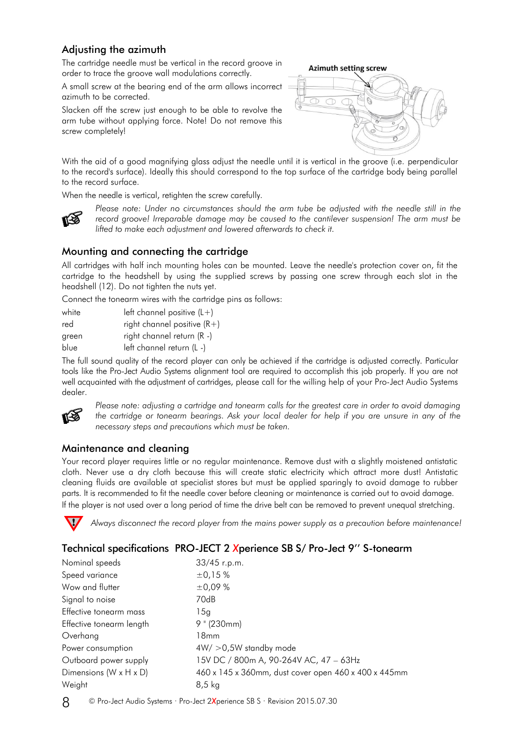## Adjusting the azimuth

The cartridge needle must be vertical in the record groove in order to trace the groove wall modulations correctly.

A small screw at the bearing end of the arm allows incorrect azimuth to be corrected.

Slacken off the screw just enough to be able to revolve the arm tube without applying force. Note! Do not remove this screw completely!

Azimuth setting screw

With the aid of a good magnifying glass adjust the needle until it is vertical in the groove (i.e. perpendicular to the record's surface). Ideally this should correspond to the top surface of the cartridge body being parallel to the record surface.

When the needle is vertical, retighten the screw carefully.

*Please note: Under no circumstances should the arm tube be adjusted with the needle still in the record groove! Irreparable damage may be caused to the cantilever suspension! The arm must be lifted to make each adjustment and lowered afterwards to check it.*

## Mounting and connecting the cartridge

All cartridges with half inch mounting holes can be mounted. Leave the needle's protection cover on, fit the cartridge to the headshell by using the supplied screws by passing one screw through each slot in the headshell (12). Do not tighten the nuts yet.

Connect the tonearm wires with the cartridge pins as follows:

| | |
|---|---|
| white | left channel positive (L+) |
| red | right channel positive (R+) |
| green | right channel return (R -) |
| blue | left channel return (L -) |

The full sound quality of the record player can only be achieved if the cartridge is adjusted correctly. Particular tools like the Pro-Ject Audio Systems alignment tool are required to accomplish this job properly. If you are not well acquainted with the adjustment of cartridges, please call for the willing help of your Pro-Ject Audio Systems dealer.

*Please note: adjusting a cartridge and tonearm calls for the greatest care in order to avoid damaging the cartridge or tonearm bearings. Ask your local dealer for help if you are unsure in any of the necessary steps and precautions which must be taken.*

## Maintenance and cleaning

Your record player requires little or no regular maintenance. Remove dust with a slightly moistened antistatic cloth. Never use a dry cloth because this will create static electricity which attract more dust! Antistatic cleaning fluids are available at specialist stores but must be applied sparingly to avoid damage to rubber parts. It is recommended to fit the needle cover before cleaning or maintenance is carried out to avoid damage.

If the player is not used over a long period of time the drive belt can be removed to prevent unequal stretching.

*Always disconnect the record player from the mains power supply as a precaution before maintenance!*

## Technical specifications PRO-JECT 2 Xperience SB S/ Pro-Ject 9'' S-tonearm

| | |
|---|---|
| Nominal speeds | 33/45 r.p.m. |
| Speed variance | ±0,15 % |
| Wow and flutter | ±0,09 % |
| Signal to noise | 70dB |
| Effective tonearm mass | 15g |
| Effective tonearm length | 9 " (230mm) |
| Overhang | 18mm |
| Power consumption | 4W/ >0,5W standby mode |
| Outboard power supply | 15V DC / 800m A, 90-264V AC, 47 – 63Hz |
| Dimensions (W x H x D) | 460 x 145 x 360mm, dust cover open 460 x 400 x 445mm |
| Weight | 8,5 kg |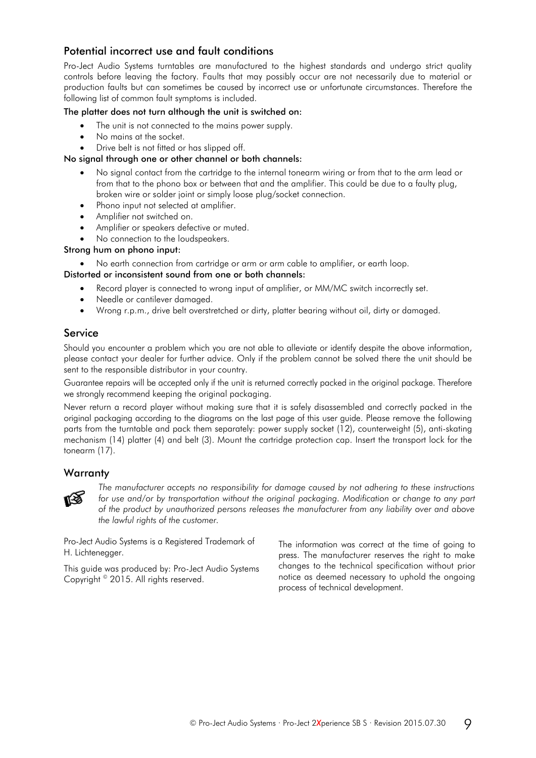## Potential incorrect use and fault conditions

Pro-Ject Audio Systems turntables are manufactured to the highest standards and undergo strict quality controls before leaving the factory. Faults that may possibly occur are not necessarily due to material or production faults but can sometimes be caused by incorrect use or unfortunate circumstances. Therefore the following list of common fault symptoms is included.

**The platter does not turn although the unit is switched on:**

- The unit is not connected to the mains power supply.
- No mains at the socket.
- Drive belt is not fitted or has slipped off.

**No signal through one or other channel or both channels:**

- No signal contact from the cartridge to the internal tonearm wiring or from that to the arm lead or from that to the phono box or between that and the amplifier. This could be due to a faulty plug, broken wire or solder joint or simply loose plug/socket connection.
- Phono input not selected at amplifier.
- Amplifier not switched on.
- Amplifier or speakers defective or muted.
- No connection to the loudspeakers.

**Strong hum on phono input:**

- No earth connection from cartridge or arm or arm cable to amplifier, or earth loop.

**Distorted or inconsistent sound from one or both channels:**

- Record player is connected to wrong input of amplifier, or MM/MC switch incorrectly set.
- Needle or cantilever damaged.
- Wrong r.p.m., drive belt overstretched or dirty, platter bearing without oil, dirty or damaged.

## Service

Should you encounter a problem which you are not able to alleviate or identify despite the above information, please contact your dealer for further advice. Only if the problem cannot be solved there the unit should be sent to the responsible distributor in your country.

Guarantee repairs will be accepted only if the unit is returned correctly packed in the original package. Therefore we strongly recommend keeping the original packaging.

Never return a record player without making sure that it is safely disassembled and correctly packed in the original packaging according to the diagrams on the last page of this user guide. Please remove the following parts from the turntable and pack them separately: power supply socket (12), counterweight (5), anti-skating mechanism (14) platter (4) and belt (3). Mount the cartridge protection cap. Insert the transport lock for the tonearm (17).

## Warranty

☞ *The manufacturer accepts no responsibility for damage caused by not adhering to these instructions for use and/or by transportation without the original packaging. Modification or change to any part of the product by unauthorized persons releases the manufacturer from any liability over and above the lawful rights of the customer.*

Pro-Ject Audio Systems is a Registered Trademark of H. Lichtenegger.

This guide was produced by: Pro-Ject Audio Systems Copyright © 2015. All rights reserved.

The information was correct at the time of going to press. The manufacturer reserves the right to make changes to the technical specification without prior notice as deemed necessary to uphold the ongoing process of technical development.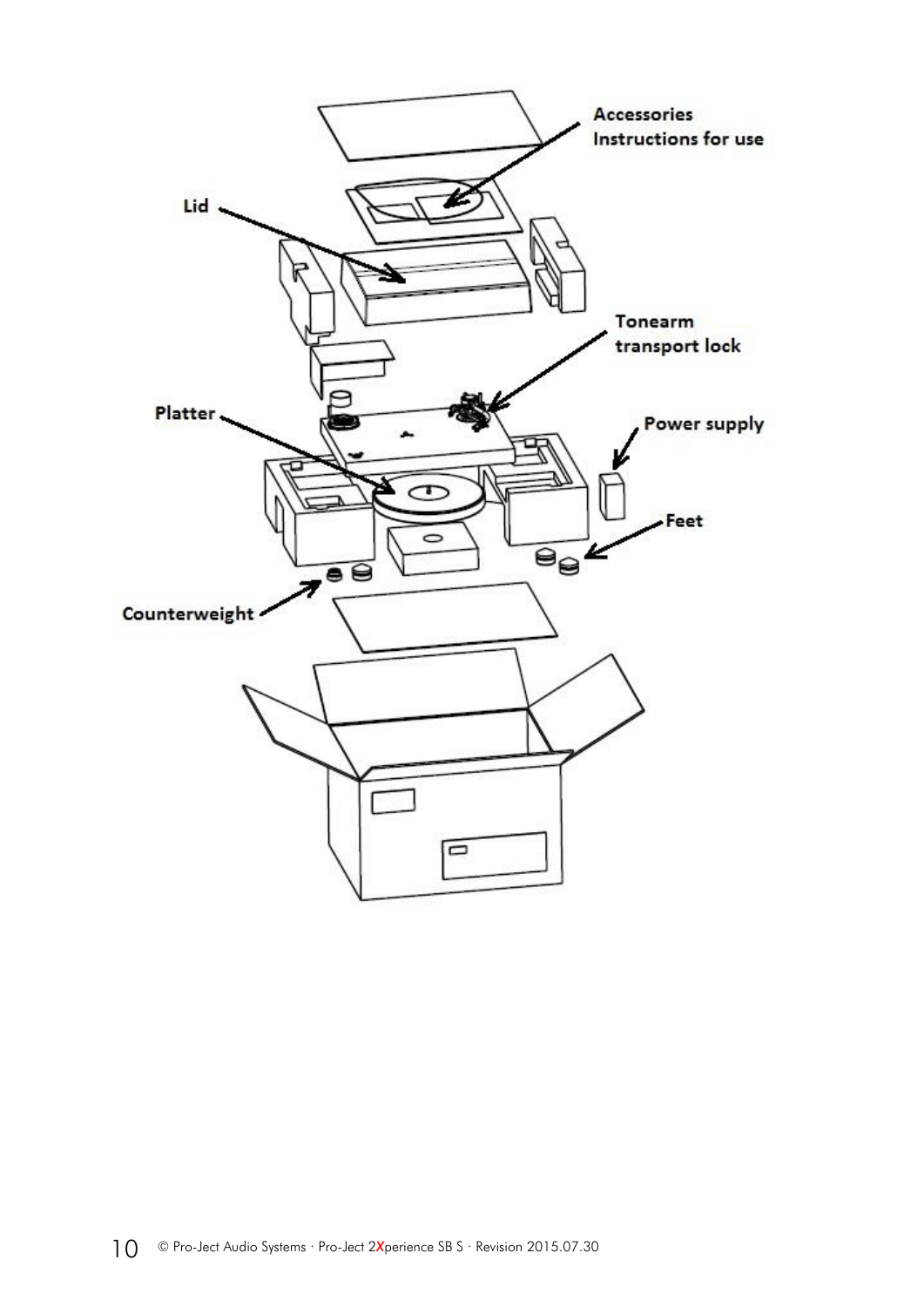Accessories
Instructions for use

Lid

Tonearm
transport lock

Platter

Power supply

Feet

Counterweight